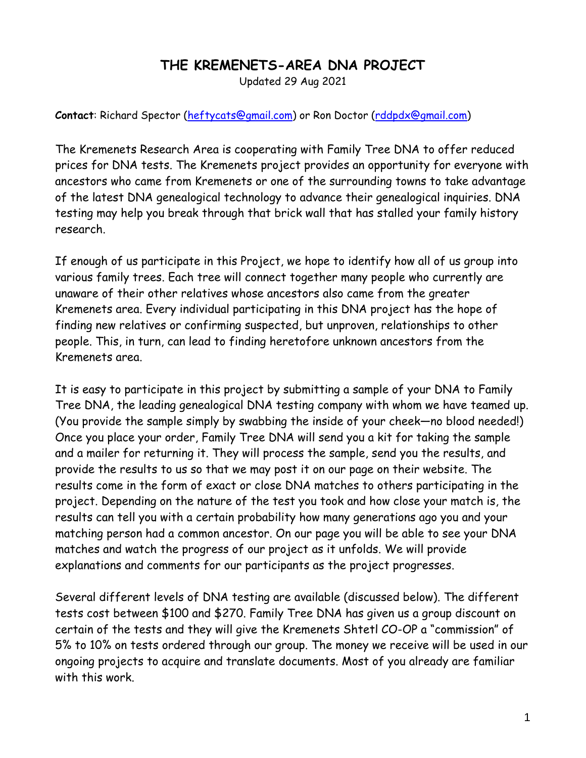# THE KREMENETS-AREA DNA PROJECT

Updated 29 Aug 2021

**Contact**: Richard Spector (heftycats@gmail.com) or Ron Doctor (rddpdx@gmail.com)

The Kremenets Research Area is cooperating with Family Tree DNA to offer reduced prices for DNA tests. The Kremenets project provides an opportunity for everyone with ancestors who came from Kremenets or one of the surrounding towns to take advantage of the latest DNA genealogical technology to advance their genealogical inquiries. DNA testing may help you break through that brick wall that has stalled your family history research.

If enough of us participate in this Project, we hope to identify how all of us group into various family trees. Each tree will connect together many people who currently are unaware of their other relatives whose ancestors also came from the greater Kremenets area. Every individual participating in this DNA project has the hope of finding new relatives or confirming suspected, but unproven, relationships to other people. This, in turn, can lead to finding heretofore unknown ancestors from the Kremenets area.

It is easy to participate in this project by submitting a sample of your DNA to Family Tree DNA, the leading genealogical DNA testing company with whom we have teamed up. (You provide the sample simply by swabbing the inside of your cheek—no blood needed!) Once you place your order, Family Tree DNA will send you a kit for taking the sample and a mailer for returning it. They will process the sample, send you the results, and provide the results to us so that we may post it on our page on their website. The results come in the form of exact or close DNA matches to others participating in the project. Depending on the nature of the test you took and how close your match is, the results can tell you with a certain probability how many generations ago you and your matching person had a common ancestor. On our page you will be able to see your DNA matches and watch the progress of our project as it unfolds. We will provide explanations and comments for our participants as the project progresses.

Several different levels of DNA testing are available (discussed below). The different tests cost between $100 and $270. Family Tree DNA has given us a group discount on certain of the tests and they will give the Kremenets Shtetl CO-OP a "commission" of 5% to 10% on tests ordered through our group. The money we receive will be used in our ongoing projects to acquire and translate documents. Most of you already are familiar with this work.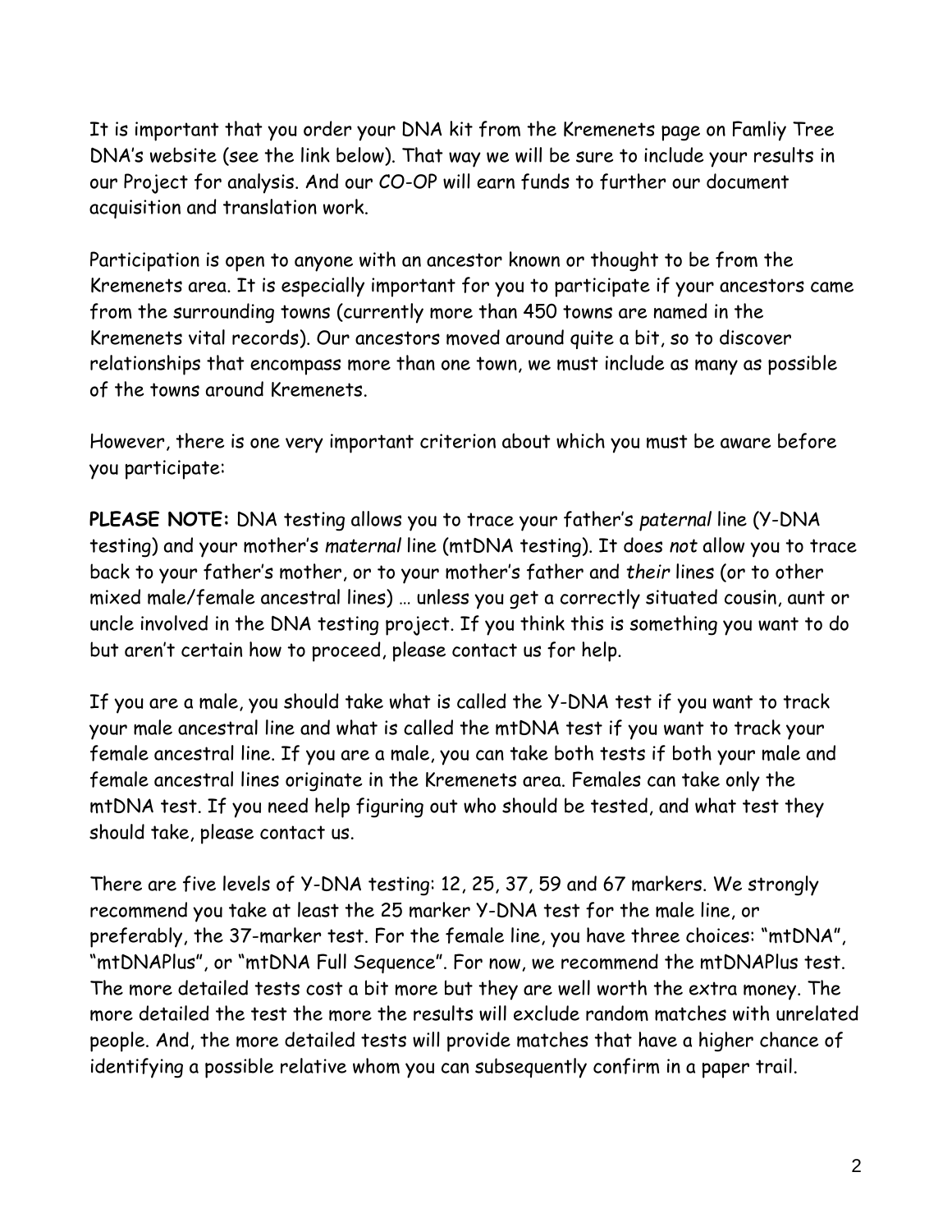It is important that you order your DNA kit from the Kremenets page on Famliy Tree DNA's website (see the link below). That way we will be sure to include your results in our Project for analysis. And our CO-OP will earn funds to further our document acquisition and translation work.

Participation is open to anyone with an ancestor known or thought to be from the Kremenets area. It is especially important for you to participate if your ancestors came from the surrounding towns (currently more than 450 towns are named in the Kremenets vital records). Our ancestors moved around quite a bit, so to discover relationships that encompass more than one town, we must include as many as possible of the towns around Kremenets.

However, there is one very important criterion about which you must be aware before you participate:

**PLEASE NOTE:** DNA testing allows you to trace your father's *paternal* line (Y-DNA testing) and your mother's *maternal* line (mtDNA testing). It does *not* allow you to trace back to your father's mother, or to your mother's father and *their* lines (or to other mixed male/female ancestral lines) … unless you get a correctly situated cousin, aunt or uncle involved in the DNA testing project. If you think this is something you want to do but aren't certain how to proceed, please contact us for help.

If you are a male, you should take what is called the Y-DNA test if you want to track your male ancestral line and what is called the mtDNA test if you want to track your female ancestral line. If you are a male, you can take both tests if both your male and female ancestral lines originate in the Kremenets area. Females can take only the mtDNA test. If you need help figuring out who should be tested, and what test they should take, please contact us.

There are five levels of Y-DNA testing: 12, 25, 37, 59 and 67 markers. We strongly recommend you take at least the 25 marker Y-DNA test for the male line, or preferably, the 37-marker test. For the female line, you have three choices: "mtDNA", "mtDNAPlus", or "mtDNA Full Sequence". For now, we recommend the mtDNAPlus test. The more detailed tests cost a bit more but they are well worth the extra money. The more detailed the test the more the results will exclude random matches with unrelated people. And, the more detailed tests will provide matches that have a higher chance of identifying a possible relative whom you can subsequently confirm in a paper trail.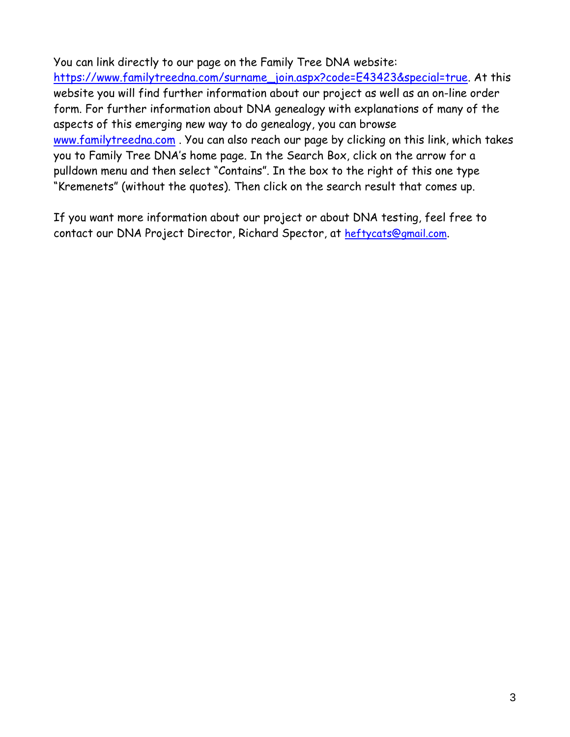You can link directly to our page on the Family Tree DNA website: https://www.familytreedna.com/surname_join.aspx?code=E43423&special=true. At this website you will find further information about our project as well as an on-line order form. For further information about DNA genealogy with explanations of many of the aspects of this emerging new way to do genealogy, you can browse www.familytreedna.com . You can also reach our page by clicking on this link, which takes you to Family Tree DNA's home page. In the Search Box, click on the arrow for a pulldown menu and then select "Contains". In the box to the right of this one type "Kremenets" (without the quotes). Then click on the search result that comes up.

If you want more information about our project or about DNA testing, feel free to contact our DNA Project Director, Richard Spector, at heftycats@gmail.com.